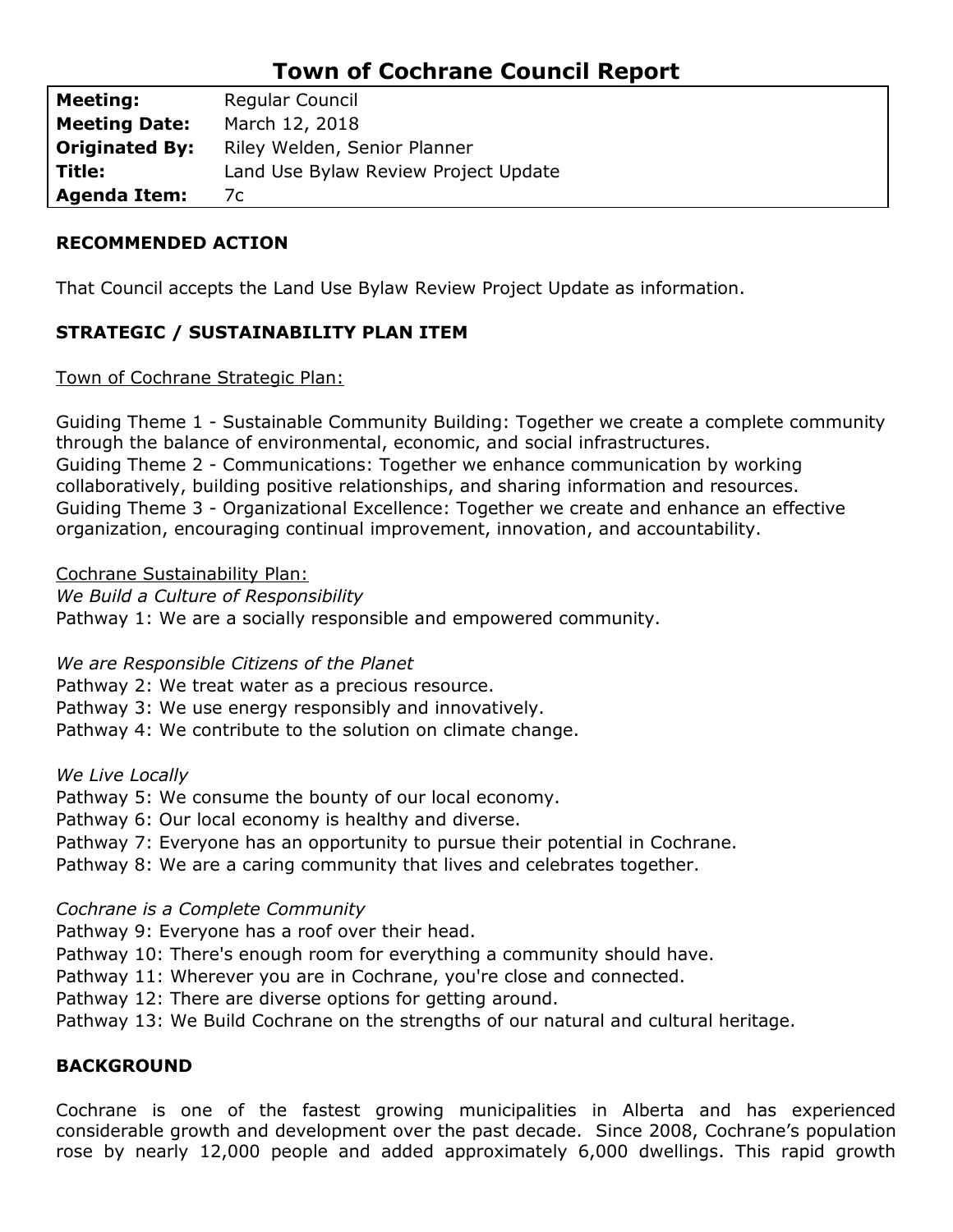# Town of Cochrane Council Report

| | |
|---|---|
| **Meeting:** | Regular Council |
| **Meeting Date:** | March 12, 2018 |
| **Originated By:** | Riley Welden, Senior Planner |
| **Title:** | Land Use Bylaw Review Project Update |
| **Agenda Item:** | 7c |

## RECOMMENDED ACTION

That Council accepts the Land Use Bylaw Review Project Update as information.

## STRATEGIC / SUSTAINABILITY PLAN ITEM

Town of Cochrane Strategic Plan:

Guiding Theme 1 - Sustainable Community Building: Together we create a complete community through the balance of environmental, economic, and social infrastructures.
Guiding Theme 2 - Communications: Together we enhance communication by working collaboratively, building positive relationships, and sharing information and resources.
Guiding Theme 3 - Organizational Excellence: Together we create and enhance an effective organization, encouraging continual improvement, innovation, and accountability.

Cochrane Sustainability Plan:
*We Build a Culture of Responsibility*
Pathway 1: We are a socially responsible and empowered community.

*We are Responsible Citizens of the Planet*
Pathway 2: We treat water as a precious resource.
Pathway 3: We use energy responsibly and innovatively.
Pathway 4: We contribute to the solution on climate change.

*We Live Locally*
Pathway 5: We consume the bounty of our local economy.
Pathway 6: Our local economy is healthy and diverse.
Pathway 7: Everyone has an opportunity to pursue their potential in Cochrane.
Pathway 8: We are a caring community that lives and celebrates together.

*Cochrane is a Complete Community*
Pathway 9: Everyone has a roof over their head.
Pathway 10: There's enough room for everything a community should have.
Pathway 11: Wherever you are in Cochrane, you're close and connected.
Pathway 12: There are diverse options for getting around.
Pathway 13: We Build Cochrane on the strengths of our natural and cultural heritage.

## BACKGROUND

Cochrane is one of the fastest growing municipalities in Alberta and has experienced considerable growth and development over the past decade. Since 2008, Cochrane's population rose by nearly 12,000 people and added approximately 6,000 dwellings. This rapid growth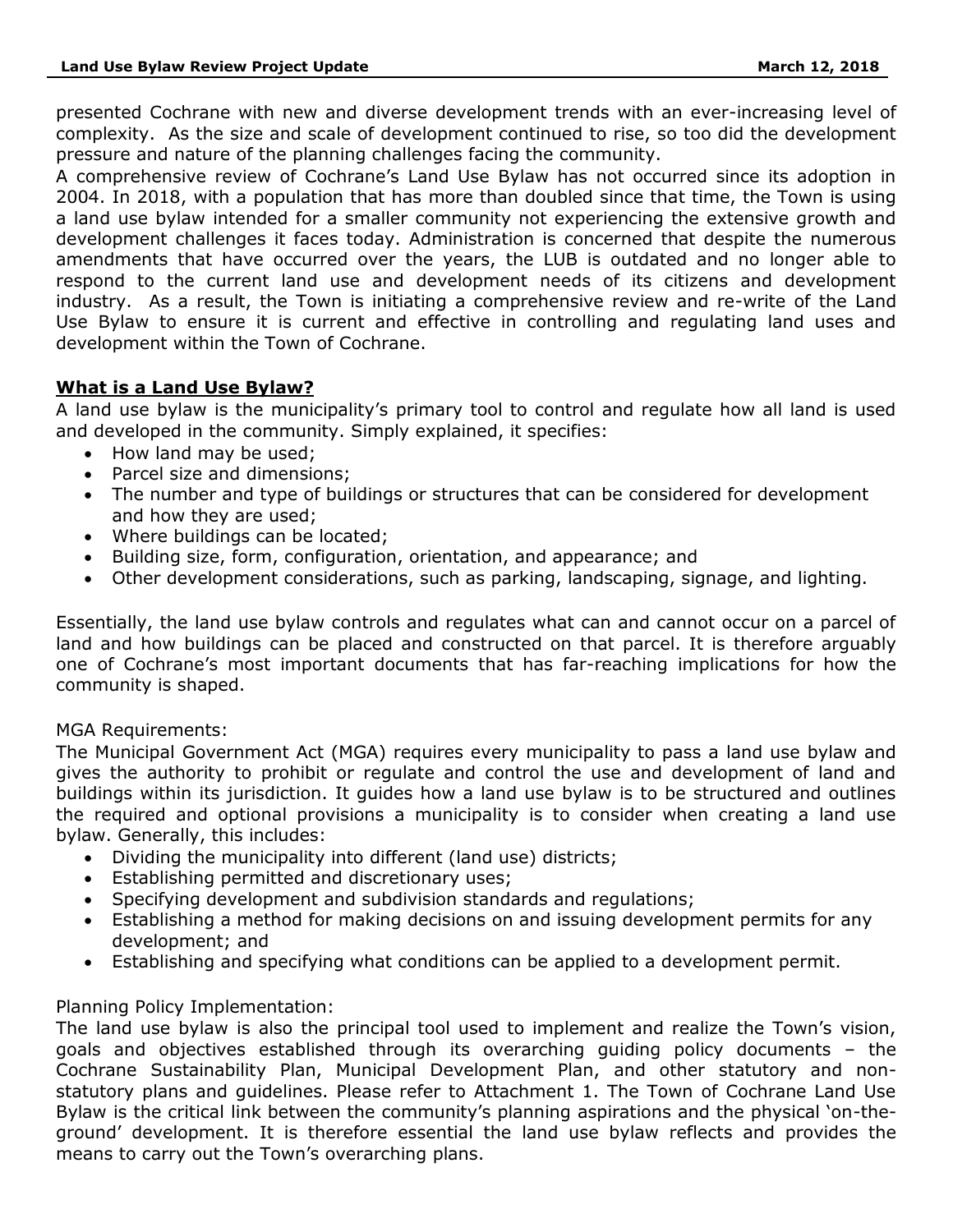presented Cochrane with new and diverse development trends with an ever-increasing level of complexity. As the size and scale of development continued to rise, so too did the development pressure and nature of the planning challenges facing the community.

A comprehensive review of Cochrane's Land Use Bylaw has not occurred since its adoption in 2004. In 2018, with a population that has more than doubled since that time, the Town is using a land use bylaw intended for a smaller community not experiencing the extensive growth and development challenges it faces today. Administration is concerned that despite the numerous amendments that have occurred over the years, the LUB is outdated and no longer able to respond to the current land use and development needs of its citizens and development industry. As a result, the Town is initiating a comprehensive review and re-write of the Land Use Bylaw to ensure it is current and effective in controlling and regulating land uses and development within the Town of Cochrane.

## What is a Land Use Bylaw?

A land use bylaw is the municipality's primary tool to control and regulate how all land is used and developed in the community. Simply explained, it specifies:

- How land may be used;
- Parcel size and dimensions;
- The number and type of buildings or structures that can be considered for development and how they are used;
- Where buildings can be located;
- Building size, form, configuration, orientation, and appearance; and
- Other development considerations, such as parking, landscaping, signage, and lighting.

Essentially, the land use bylaw controls and regulates what can and cannot occur on a parcel of land and how buildings can be placed and constructed on that parcel. It is therefore arguably one of Cochrane's most important documents that has far-reaching implications for how the community is shaped.

MGA Requirements:

The Municipal Government Act (MGA) requires every municipality to pass a land use bylaw and gives the authority to prohibit or regulate and control the use and development of land and buildings within its jurisdiction. It guides how a land use bylaw is to be structured and outlines the required and optional provisions a municipality is to consider when creating a land use bylaw. Generally, this includes:

- Dividing the municipality into different (land use) districts;
- Establishing permitted and discretionary uses;
- Specifying development and subdivision standards and regulations;
- Establishing a method for making decisions on and issuing development permits for any development; and
- Establishing and specifying what conditions can be applied to a development permit.

Planning Policy Implementation:

The land use bylaw is also the principal tool used to implement and realize the Town's vision, goals and objectives established through its overarching guiding policy documents – the Cochrane Sustainability Plan, Municipal Development Plan, and other statutory and non-statutory plans and guidelines. Please refer to Attachment 1. The Town of Cochrane Land Use Bylaw is the critical link between the community's planning aspirations and the physical 'on-the-ground' development. It is therefore essential the land use bylaw reflects and provides the means to carry out the Town's overarching plans.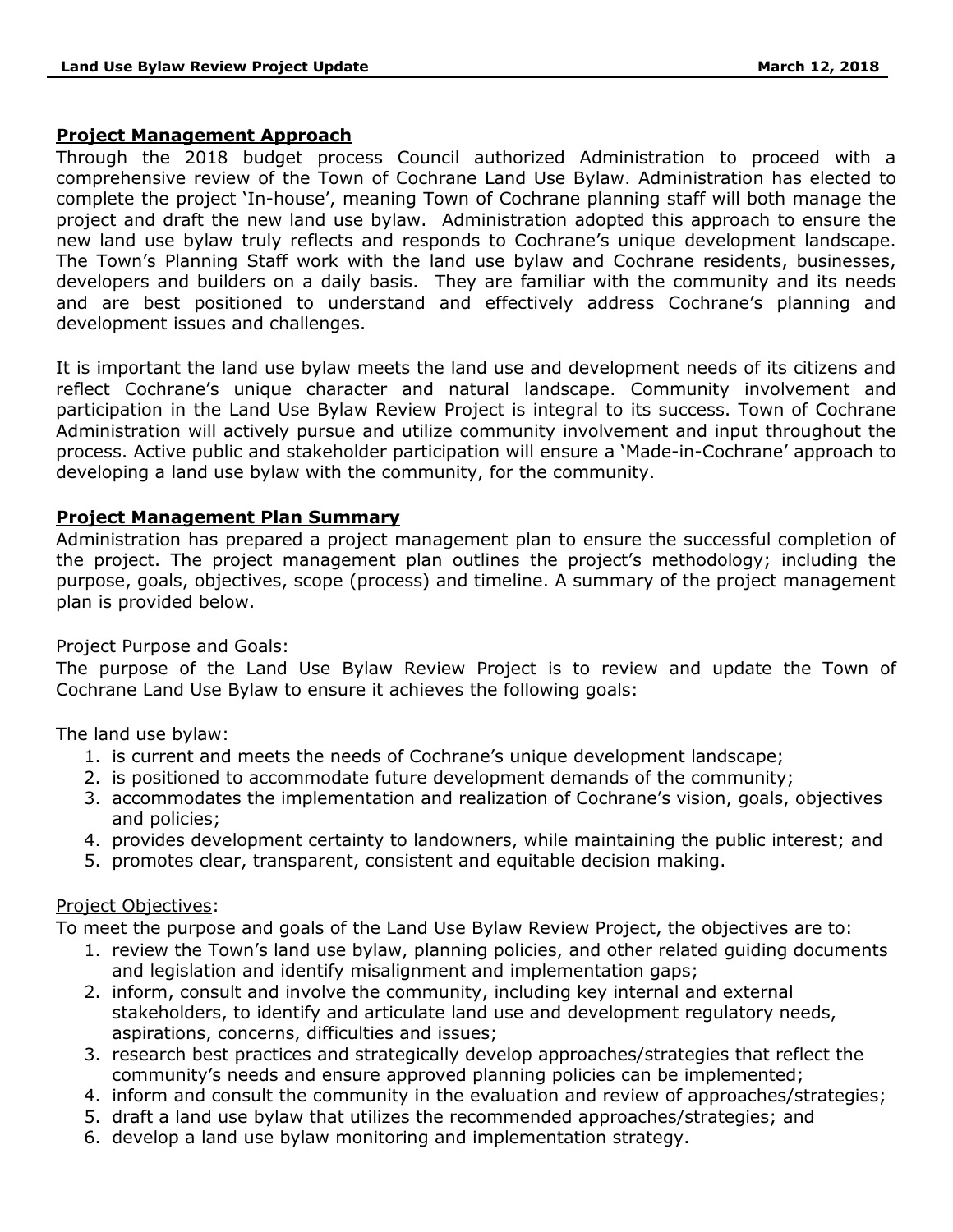## Project Management Approach

Through the 2018 budget process Council authorized Administration to proceed with a comprehensive review of the Town of Cochrane Land Use Bylaw. Administration has elected to complete the project 'In-house', meaning Town of Cochrane planning staff will both manage the project and draft the new land use bylaw. Administration adopted this approach to ensure the new land use bylaw truly reflects and responds to Cochrane's unique development landscape. The Town's Planning Staff work with the land use bylaw and Cochrane residents, businesses, developers and builders on a daily basis. They are familiar with the community and its needs and are best positioned to understand and effectively address Cochrane's planning and development issues and challenges.

It is important the land use bylaw meets the land use and development needs of its citizens and reflect Cochrane's unique character and natural landscape. Community involvement and participation in the Land Use Bylaw Review Project is integral to its success. Town of Cochrane Administration will actively pursue and utilize community involvement and input throughout the process. Active public and stakeholder participation will ensure a 'Made-in-Cochrane' approach to developing a land use bylaw with the community, for the community.

## Project Management Plan Summary

Administration has prepared a project management plan to ensure the successful completion of the project. The project management plan outlines the project's methodology; including the purpose, goals, objectives, scope (process) and timeline. A summary of the project management plan is provided below.

Project Purpose and Goals:

The purpose of the Land Use Bylaw Review Project is to review and update the Town of Cochrane Land Use Bylaw to ensure it achieves the following goals:

The land use bylaw:

1. is current and meets the needs of Cochrane's unique development landscape;
2. is positioned to accommodate future development demands of the community;
3. accommodates the implementation and realization of Cochrane's vision, goals, objectives and policies;
4. provides development certainty to landowners, while maintaining the public interest; and
5. promotes clear, transparent, consistent and equitable decision making.

Project Objectives:

To meet the purpose and goals of the Land Use Bylaw Review Project, the objectives are to:

1. review the Town's land use bylaw, planning policies, and other related guiding documents and legislation and identify misalignment and implementation gaps;
2. inform, consult and involve the community, including key internal and external stakeholders, to identify and articulate land use and development regulatory needs, aspirations, concerns, difficulties and issues;
3. research best practices and strategically develop approaches/strategies that reflect the community's needs and ensure approved planning policies can be implemented;
4. inform and consult the community in the evaluation and review of approaches/strategies;
5. draft a land use bylaw that utilizes the recommended approaches/strategies; and
6. develop a land use bylaw monitoring and implementation strategy.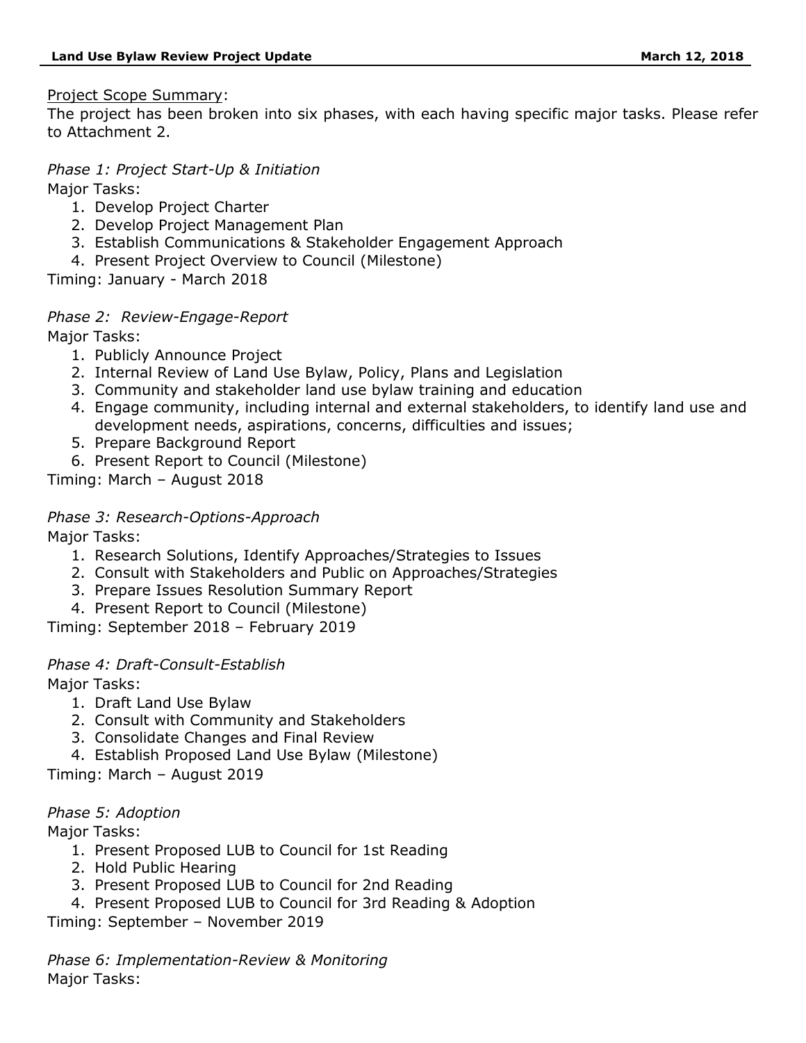<u>Project Scope Summary</u>:

The project has been broken into six phases, with each having specific major tasks. Please refer to Attachment 2.

*Phase 1: Project Start-Up & Initiation*

Major Tasks:

1. Develop Project Charter
2. Develop Project Management Plan
3. Establish Communications & Stakeholder Engagement Approach
4. Present Project Overview to Council (Milestone)

Timing: January - March 2018

*Phase 2: Review-Engage-Report*

Major Tasks:

1. Publicly Announce Project
2. Internal Review of Land Use Bylaw, Policy, Plans and Legislation
3. Community and stakeholder land use bylaw training and education
4. Engage community, including internal and external stakeholders, to identify land use and development needs, aspirations, concerns, difficulties and issues;
5. Prepare Background Report
6. Present Report to Council (Milestone)

Timing: March – August 2018

*Phase 3: Research-Options-Approach*

Major Tasks:

1. Research Solutions, Identify Approaches/Strategies to Issues
2. Consult with Stakeholders and Public on Approaches/Strategies
3. Prepare Issues Resolution Summary Report
4. Present Report to Council (Milestone)

Timing: September 2018 – February 2019

*Phase 4: Draft-Consult-Establish*

Major Tasks:

1. Draft Land Use Bylaw
2. Consult with Community and Stakeholders
3. Consolidate Changes and Final Review
4. Establish Proposed Land Use Bylaw (Milestone)

Timing: March – August 2019

*Phase 5: Adoption*

Major Tasks:

1. Present Proposed LUB to Council for 1st Reading
2. Hold Public Hearing
3. Present Proposed LUB to Council for 2nd Reading
4. Present Proposed LUB to Council for 3rd Reading & Adoption

Timing: September – November 2019

*Phase 6: Implementation-Review & Monitoring*

Major Tasks: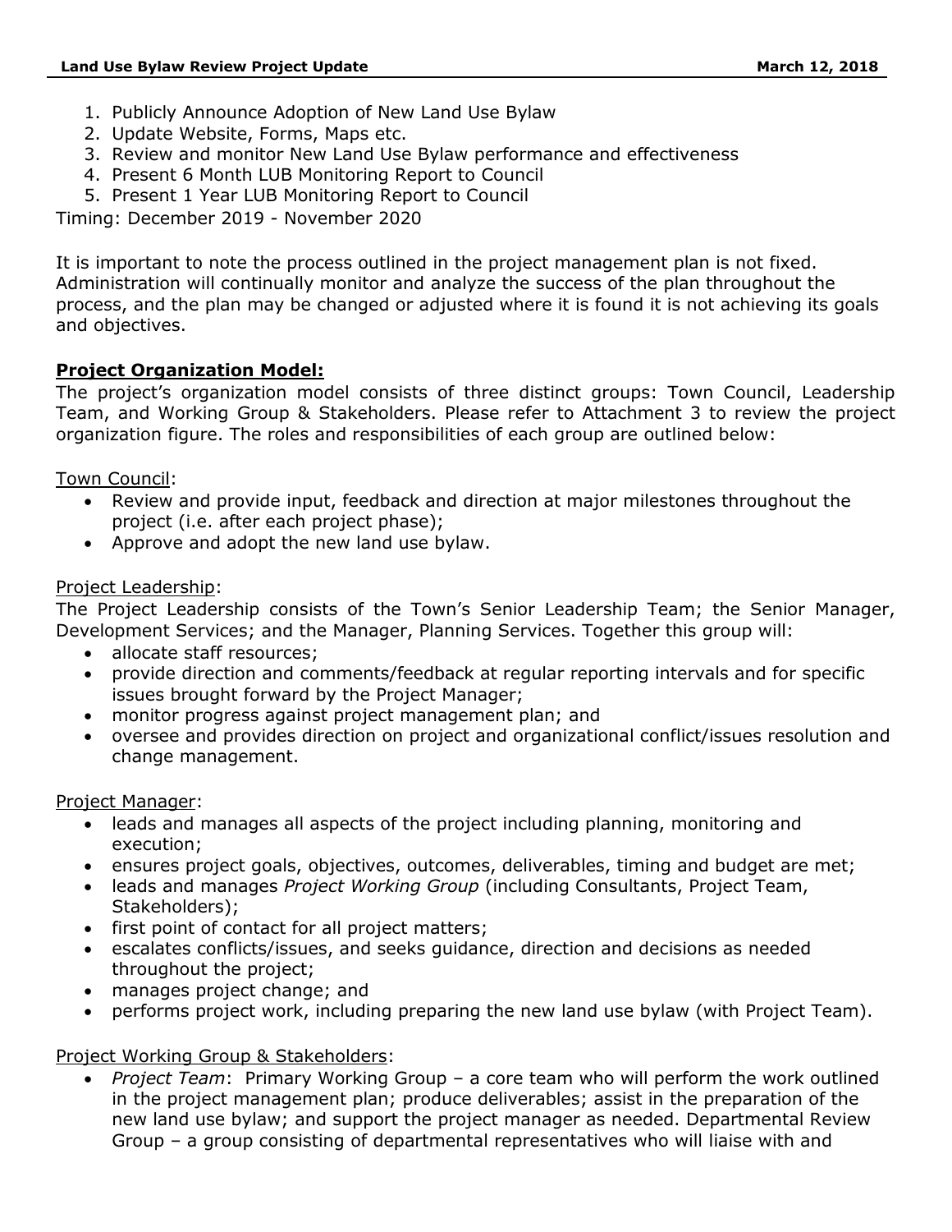1. Publicly Announce Adoption of New Land Use Bylaw
2. Update Website, Forms, Maps etc.
3. Review and monitor New Land Use Bylaw performance and effectiveness
4. Present 6 Month LUB Monitoring Report to Council
5. Present 1 Year LUB Monitoring Report to Council

Timing: December 2019 - November 2020

It is important to note the process outlined in the project management plan is not fixed. Administration will continually monitor and analyze the success of the plan throughout the process, and the plan may be changed or adjusted where it is found it is not achieving its goals and objectives.

**Project Organization Model:**

The project's organization model consists of three distinct groups: Town Council, Leadership Team, and Working Group & Stakeholders. Please refer to Attachment 3 to review the project organization figure. The roles and responsibilities of each group are outlined below:

Town Council:

- Review and provide input, feedback and direction at major milestones throughout the project (i.e. after each project phase);
- Approve and adopt the new land use bylaw.

Project Leadership:

The Project Leadership consists of the Town's Senior Leadership Team; the Senior Manager, Development Services; and the Manager, Planning Services. Together this group will:

- allocate staff resources;
- provide direction and comments/feedback at regular reporting intervals and for specific issues brought forward by the Project Manager;
- monitor progress against project management plan; and
- oversee and provides direction on project and organizational conflict/issues resolution and change management.

Project Manager:

- leads and manages all aspects of the project including planning, monitoring and execution;
- ensures project goals, objectives, outcomes, deliverables, timing and budget are met;
- leads and manages *Project Working Group* (including Consultants, Project Team, Stakeholders);
- first point of contact for all project matters;
- escalates conflicts/issues, and seeks guidance, direction and decisions as needed throughout the project;
- manages project change; and
- performs project work, including preparing the new land use bylaw (with Project Team).

Project Working Group & Stakeholders:

- *Project Team*: Primary Working Group – a core team who will perform the work outlined in the project management plan; produce deliverables; assist in the preparation of the new land use bylaw; and support the project manager as needed. Departmental Review Group – a group consisting of departmental representatives who will liaise with and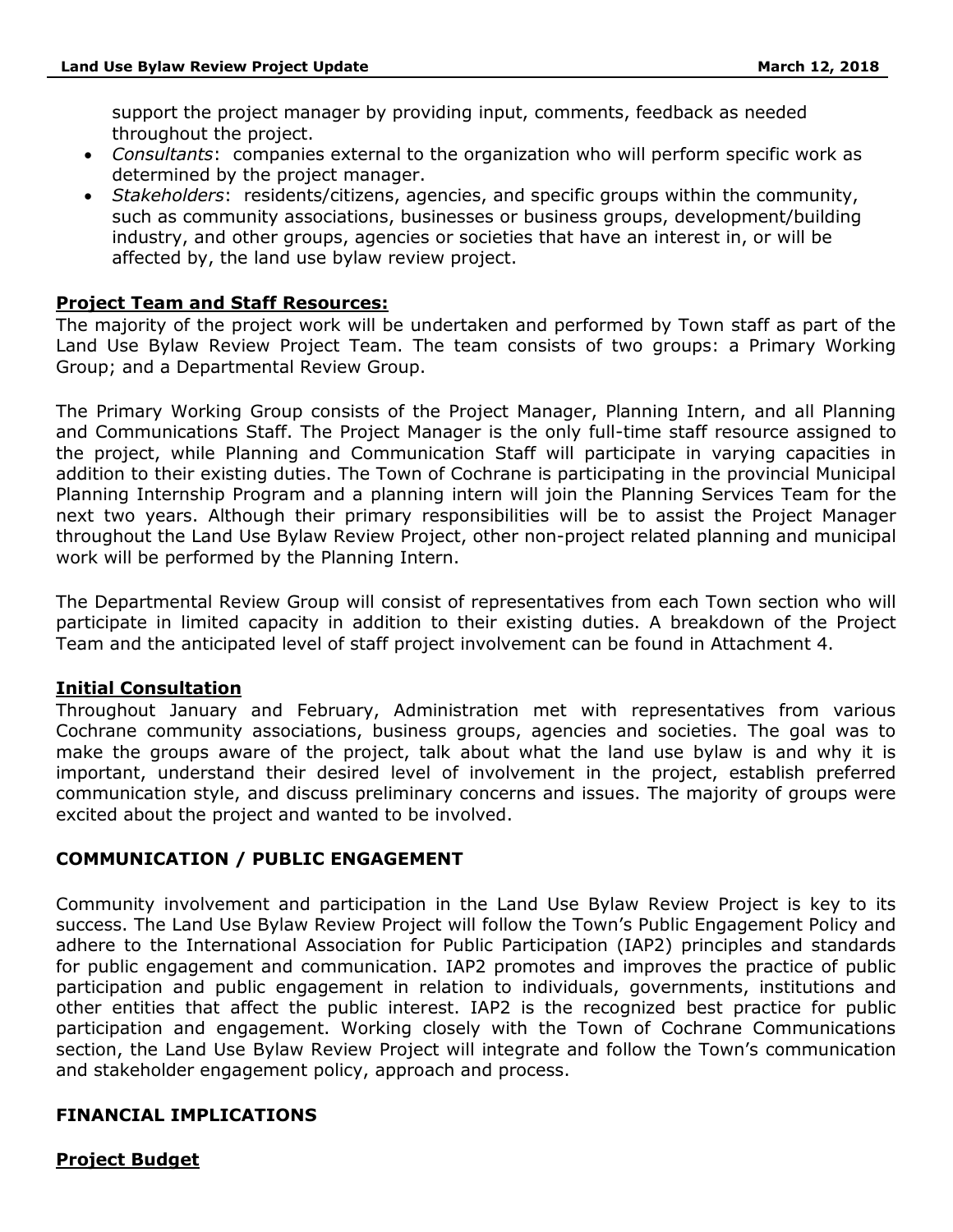support the project manager by providing input, comments, feedback as needed throughout the project.

- *Consultants*: companies external to the organization who will perform specific work as determined by the project manager.
- *Stakeholders*: residents/citizens, agencies, and specific groups within the community, such as community associations, businesses or business groups, development/building industry, and other groups, agencies or societies that have an interest in, or will be affected by, the land use bylaw review project.

**Project Team and Staff Resources:**

The majority of the project work will be undertaken and performed by Town staff as part of the Land Use Bylaw Review Project Team. The team consists of two groups: a Primary Working Group; and a Departmental Review Group.

The Primary Working Group consists of the Project Manager, Planning Intern, and all Planning and Communications Staff. The Project Manager is the only full-time staff resource assigned to the project, while Planning and Communication Staff will participate in varying capacities in addition to their existing duties. The Town of Cochrane is participating in the provincial Municipal Planning Internship Program and a planning intern will join the Planning Services Team for the next two years. Although their primary responsibilities will be to assist the Project Manager throughout the Land Use Bylaw Review Project, other non-project related planning and municipal work will be performed by the Planning Intern.

The Departmental Review Group will consist of representatives from each Town section who will participate in limited capacity in addition to their existing duties. A breakdown of the Project Team and the anticipated level of staff project involvement can be found in Attachment 4.

**Initial Consultation**

Throughout January and February, Administration met with representatives from various Cochrane community associations, business groups, agencies and societies. The goal was to make the groups aware of the project, talk about what the land use bylaw is and why it is important, understand their desired level of involvement in the project, establish preferred communication style, and discuss preliminary concerns and issues. The majority of groups were excited about the project and wanted to be involved.

## COMMUNICATION / PUBLIC ENGAGEMENT

Community involvement and participation in the Land Use Bylaw Review Project is key to its success. The Land Use Bylaw Review Project will follow the Town's Public Engagement Policy and adhere to the International Association for Public Participation (IAP2) principles and standards for public engagement and communication. IAP2 promotes and improves the practice of public participation and public engagement in relation to individuals, governments, institutions and other entities that affect the public interest. IAP2 is the recognized best practice for public participation and engagement. Working closely with the Town of Cochrane Communications section, the Land Use Bylaw Review Project will integrate and follow the Town's communication and stakeholder engagement policy, approach and process.

## FINANCIAL IMPLICATIONS

**Project Budget**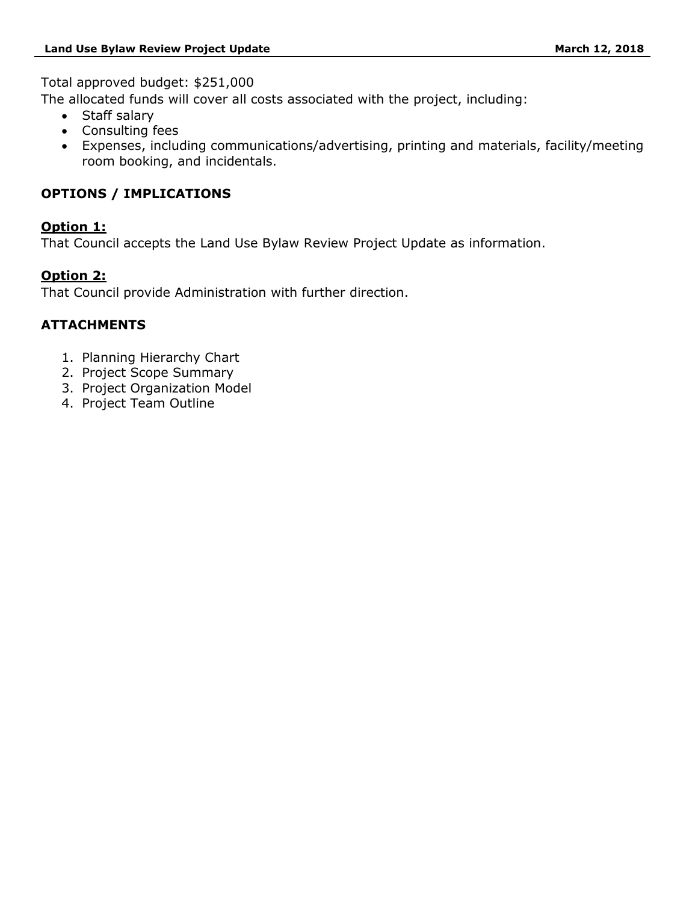Total approved budget: $251,000

The allocated funds will cover all costs associated with the project, including:

- Staff salary
- Consulting fees
- Expenses, including communications/advertising, printing and materials, facility/meeting room booking, and incidentals.

## OPTIONS / IMPLICATIONS

### Option 1:

That Council accepts the Land Use Bylaw Review Project Update as information.

### Option 2:

That Council provide Administration with further direction.

## ATTACHMENTS

1. Planning Hierarchy Chart
2. Project Scope Summary
3. Project Organization Model
4. Project Team Outline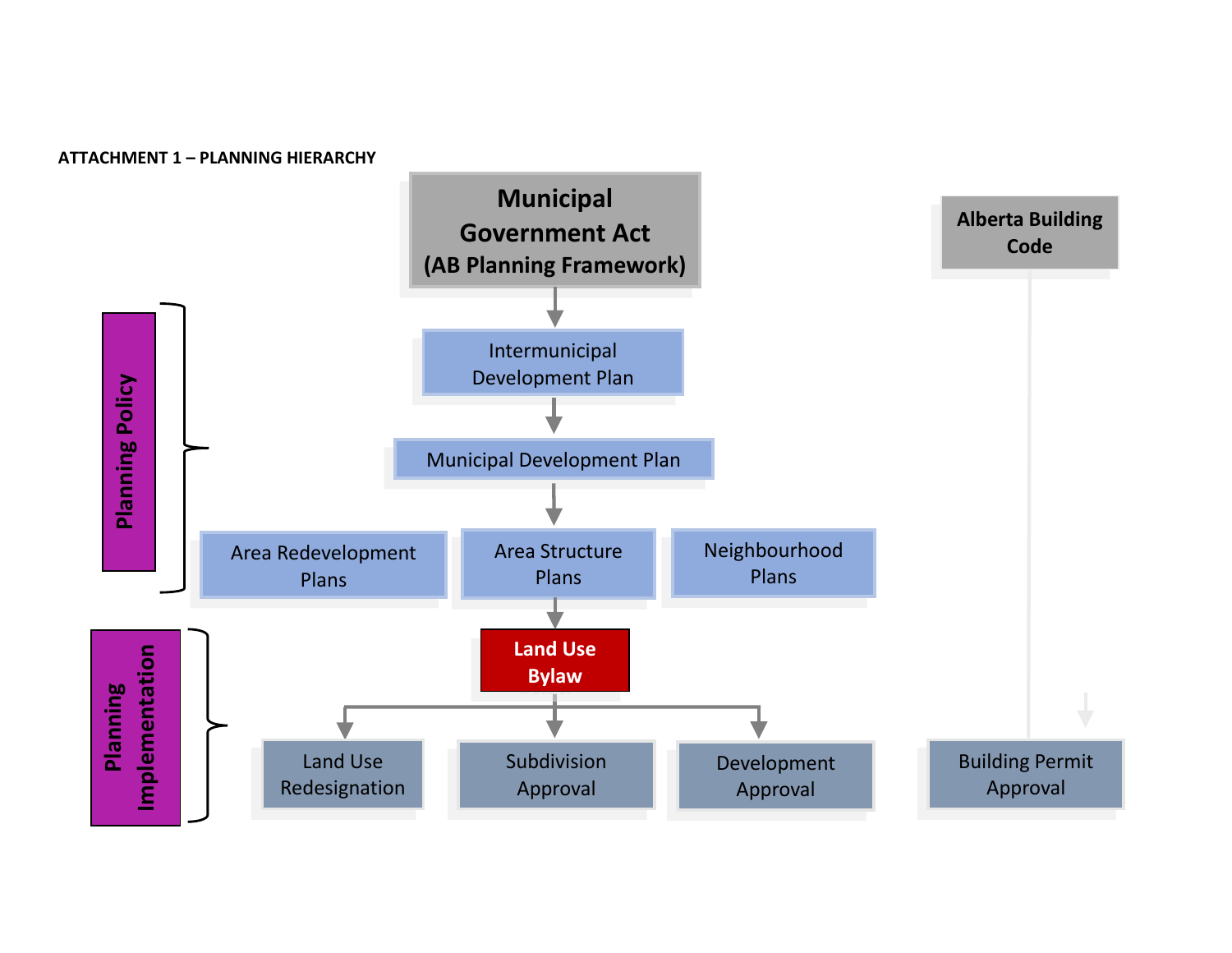**ATTACHMENT 1 – PLANNING HIERARCHY**

**Municipal Government Act (AB Planning Framework)**

↓

Intermunicipal Development Plan

↓

Municipal Development Plan

↓

Area Redevelopment Plans | Area Structure Plans | Neighbourhood Plans

↓

**Land Use Bylaw**

↓

Land Use Redesignation | Subdivision Approval | Development Approval

**Alberta Building Code**

↓

Building Permit Approval

**Planning Policy**: Intermunicipal Development Plan; Municipal Development Plan; Area Redevelopment Plans; Area Structure Plans; Neighbourhood Plans

**Planning Implementation**: Land Use Bylaw; Land Use Redesignation; Subdivision Approval; Development Approval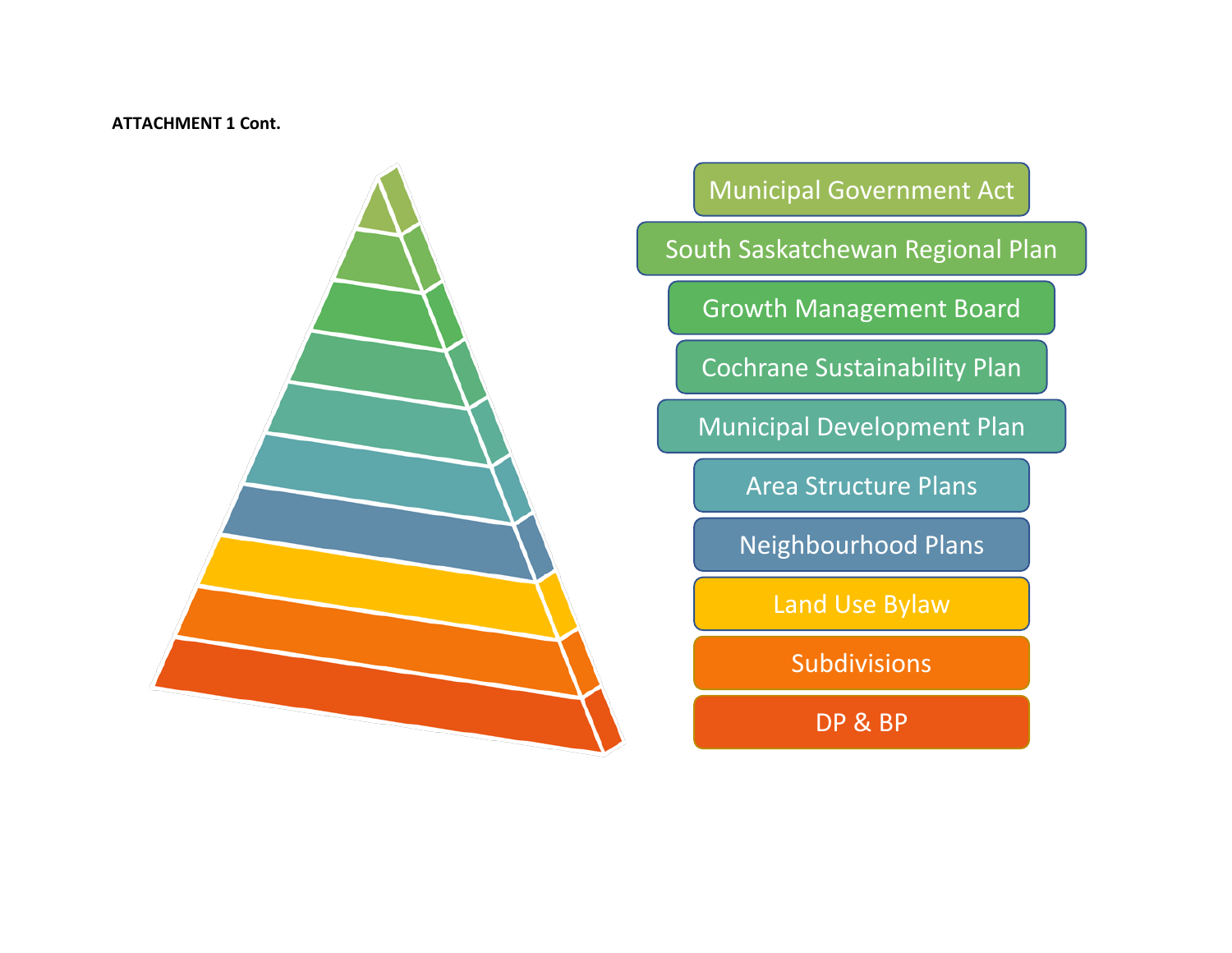**ATTACHMENT 1 Cont.**

- Municipal Government Act
- South Saskatchewan Regional Plan
- Growth Management Board
- Cochrane Sustainability Plan
- Municipal Development Plan
- Area Structure Plans
- Neighbourhood Plans
- Land Use Bylaw
- Subdivisions
- DP & BP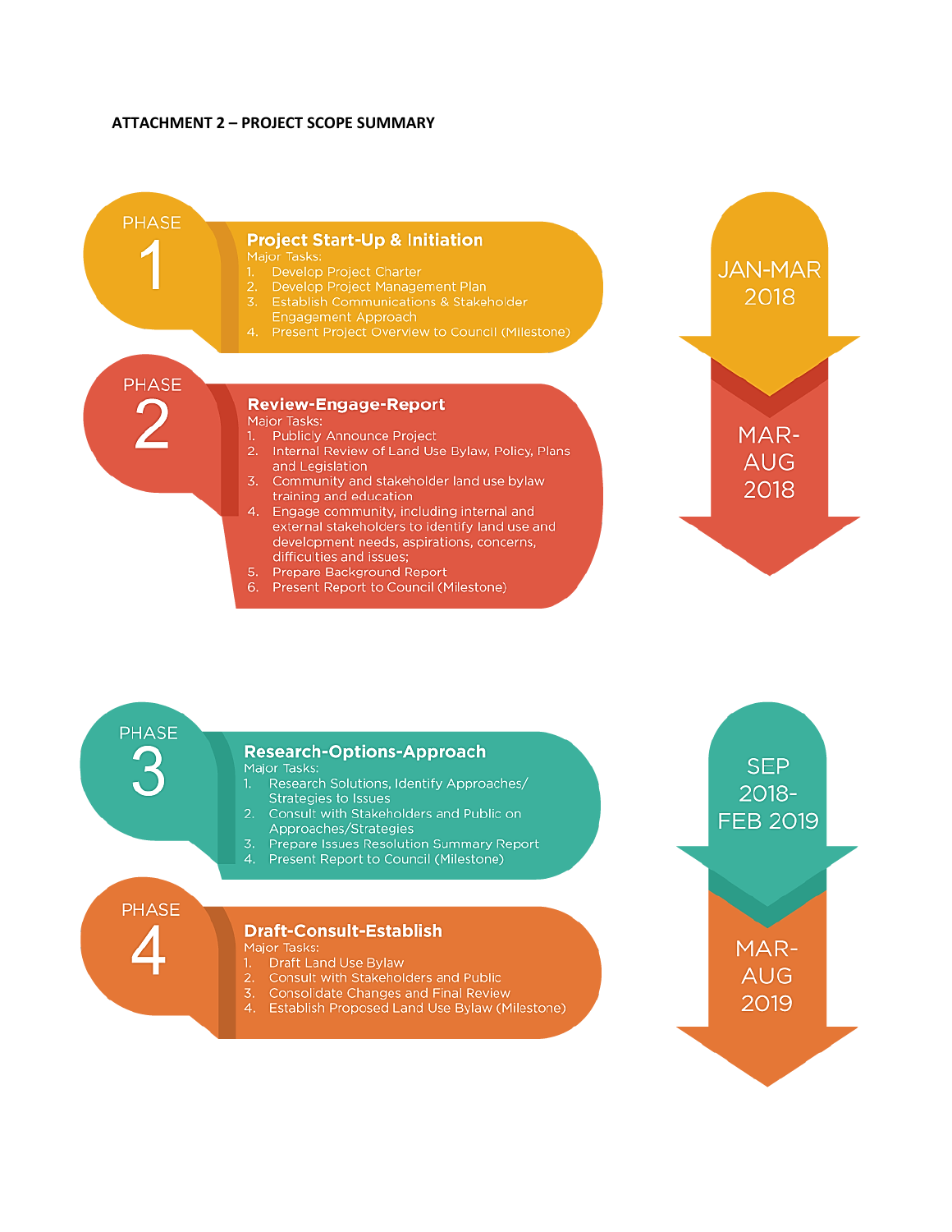**ATTACHMENT 2 – PROJECT SCOPE SUMMARY**

## PHASE 1 — Project Start-Up & Initiation

**JAN-MAR 2018**

Major Tasks:

1. Develop Project Charter
2. Develop Project Management Plan
3. Establish Communications & Stakeholder Engagement Approach
4. Present Project Overview to Council (Milestone)

## PHASE 2 — Review-Engage-Report

**MAR-AUG 2018**

Major Tasks:

1. Publicly Announce Project
2. Internal Review of Land Use Bylaw, Policy, Plans and Legislation
3. Community and stakeholder land use bylaw training and education
4. Engage community, including internal and external stakeholders to identify land use and development needs, aspirations, concerns, difficulties and issues;
5. Prepare Background Report
6. Present Report to Council (Milestone)

## PHASE 3 — Research-Options-Approach

**SEP 2018-FEB 2019**

Major Tasks:

1. Research Solutions, Identify Approaches/ Strategies to Issues
2. Consult with Stakeholders and Public on Approaches/Strategies
3. Prepare Issues Resolution Summary Report
4. Present Report to Council (Milestone)

## PHASE 4 — Draft-Consult-Establish

**MAR-AUG 2019**

Major Tasks:

1. Draft Land Use Bylaw
2. Consult with Stakeholders and Public
3. Consolidate Changes and Final Review
4. Establish Proposed Land Use Bylaw (Milestone)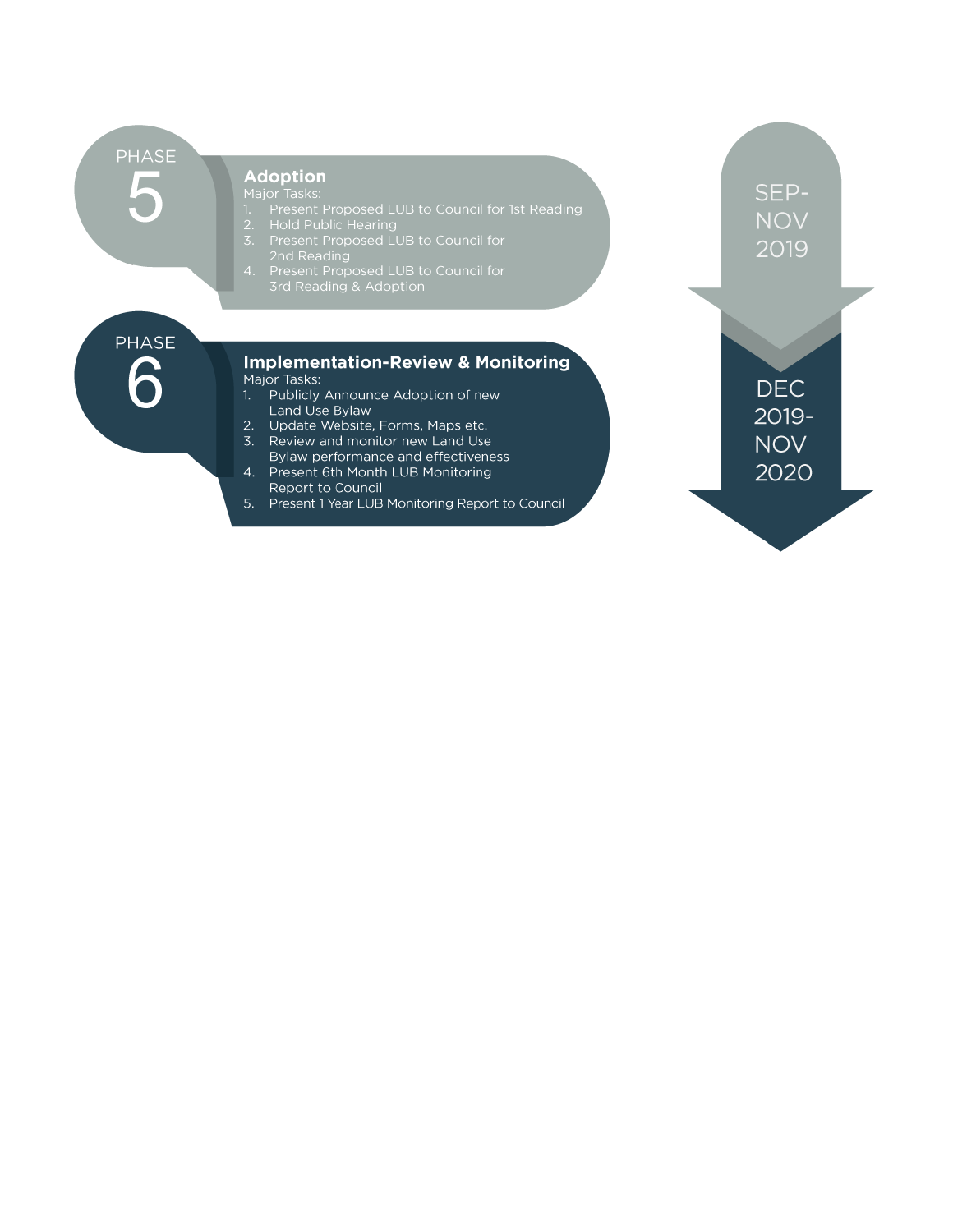## PHASE 5

### Adoption

Major Tasks:

1. Present Proposed LUB to Council for 1st Reading
2. Hold Public Hearing
3. Present Proposed LUB to Council for 2nd Reading
4. Present Proposed LUB to Council for 3rd Reading & Adoption

SEP-NOV 2019

## PHASE 6

### Implementation-Review & Monitoring

Major Tasks:

1. Publicly Announce Adoption of new Land Use Bylaw
2. Update Website, Forms, Maps etc.
3. Review and monitor new Land Use Bylaw performance and effectiveness
4. Present 6th Month LUB Monitoring Report to Council
5. Present 1 Year LUB Monitoring Report to Council

DEC 2019-NOV 2020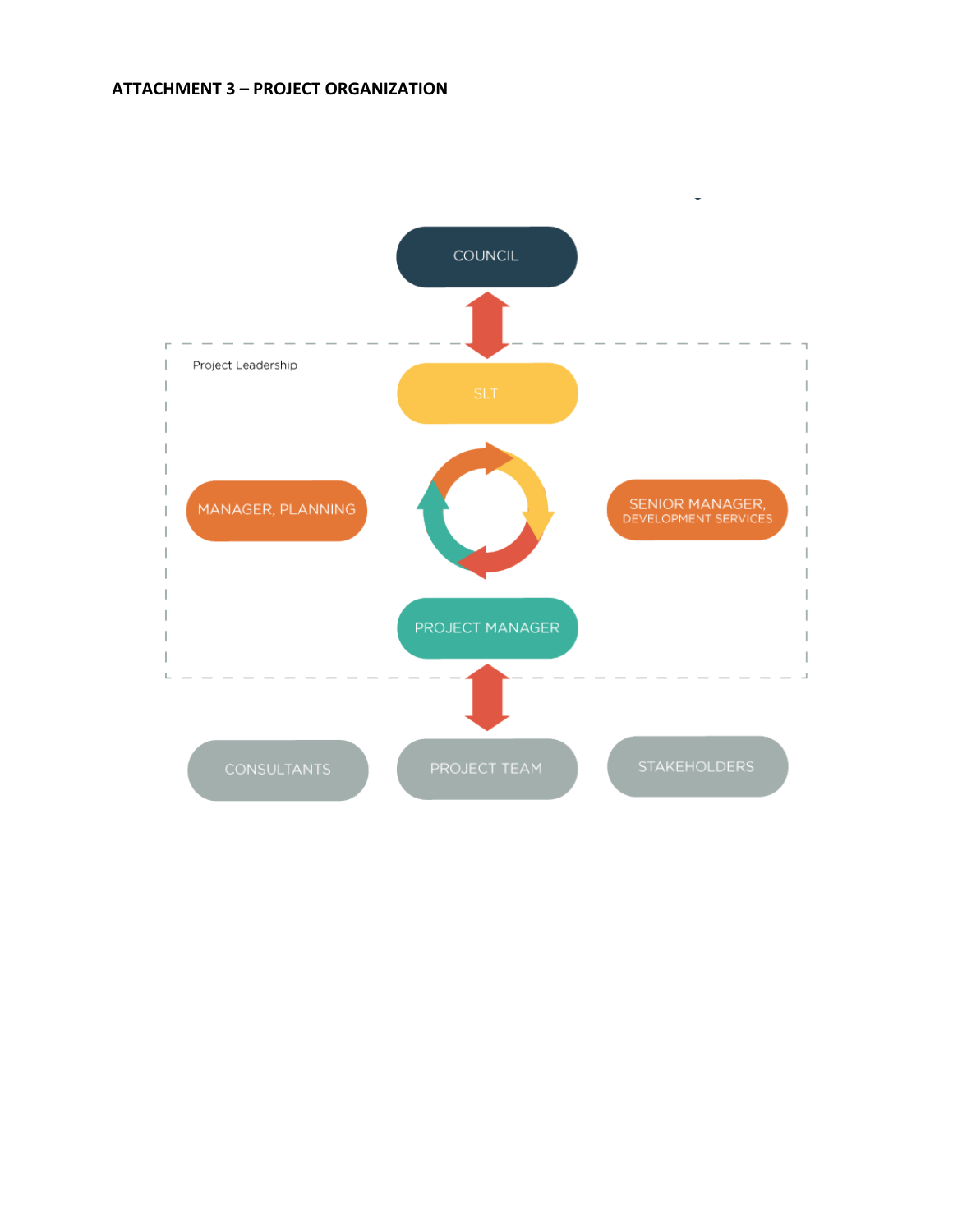**ATTACHMENT 3 – PROJECT ORGANIZATION**

COUNCIL

Project Leadership

SLT

MANAGER, PLANNING

SENIOR MANAGER, DEVELOPMENT SERVICES

PROJECT MANAGER

CONSULTANTS

PROJECT TEAM

STAKEHOLDERS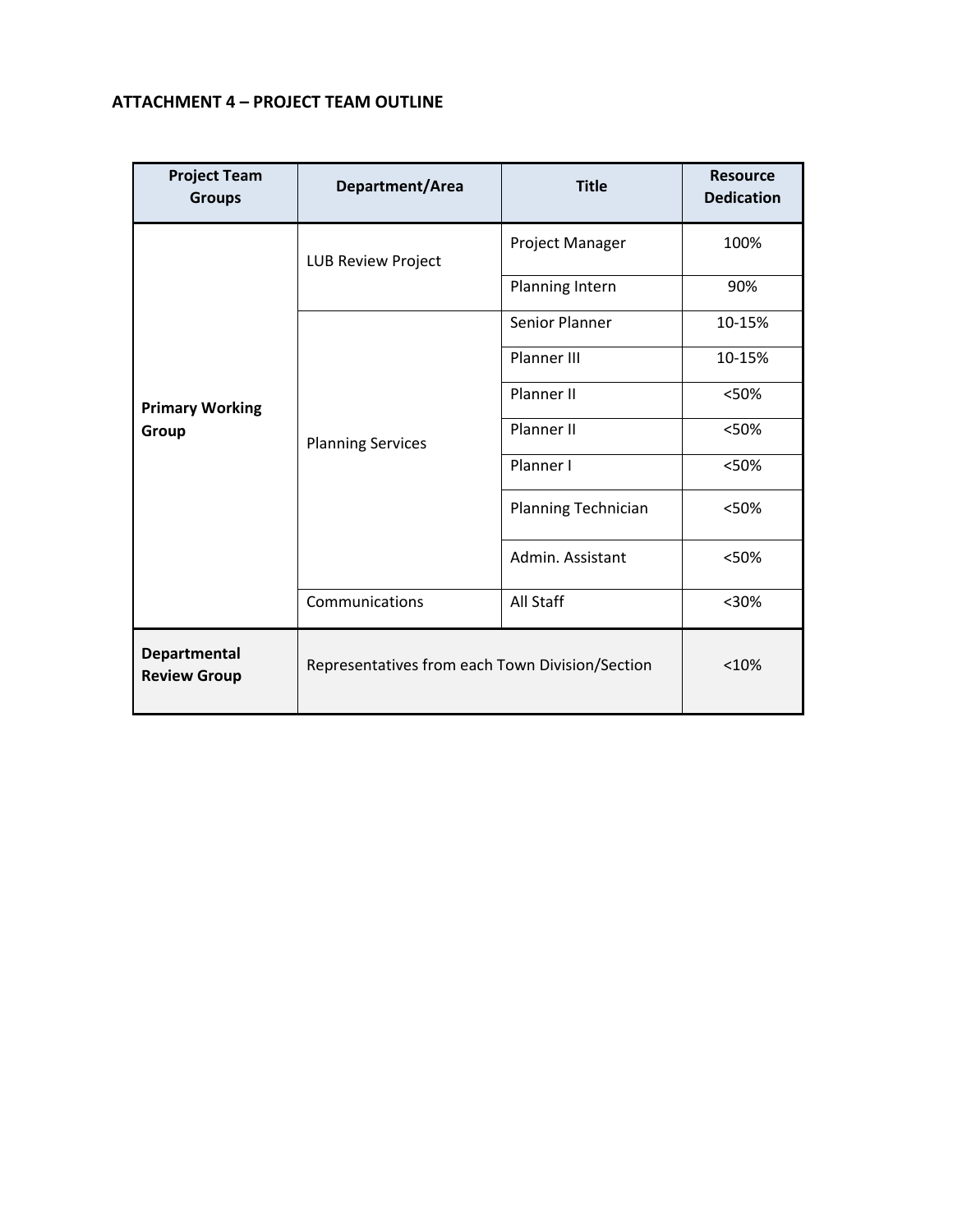### ATTACHMENT 4 – PROJECT TEAM OUTLINE

| Project Team Groups | Department/Area | Title | Resource Dedication |
|---|---|---|---|
| **Primary Working Group** | LUB Review Project | Project Manager | 100% |
| | | Planning Intern | 90% |
| | Planning Services | Senior Planner | 10-15% |
| | | Planner III | 10-15% |
| | | Planner II | <50% |
| | | Planner II | <50% |
| | | Planner I | <50% |
| | | Planning Technician | <50% |
| | | Admin. Assistant | <50% |
| | Communications | All Staff | <30% |
| **Departmental Review Group** | Representatives from each Town Division/Section | | <10% |